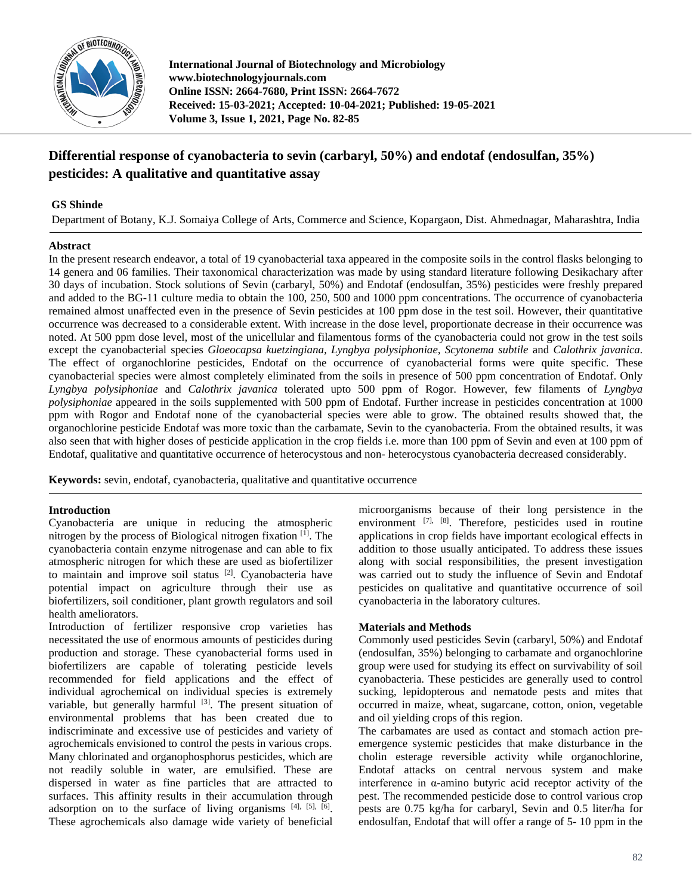# Differential response of cyanobacteria to sevin (carbaryl, 50%) and endotaf (endosulfan, 35%) pesticides: A qualitative and quantitative assay

**GS Shinde**

Department of Botany, K.J. Somaiya College of Arts, Commerce and Science, Kopargaon, Dist. Ahmednagar, Maharashtra, India

## Abstract

In the present research endeavor, a total of 19 cyanobacterial taxa appeared in the composite soils in the control flasks belonging to 14 genera and 06 families. Their taxonomical characterization was made by using standard literature following Desikachary after 30 days of incubation. Stock solutions of Sevin (carbaryl, 50%) and Endotaf (endosulfan, 35%) pesticides were freshly prepared and added to the BG-11 culture media to obtain the 100, 250, 500 and 1000 ppm concentrations. The occurrence of cyanobacteria remained almost unaffected even in the presence of Sevin pesticides at 100 ppm dose in the test soil. However, their quantitative occurrence was decreased to a considerable extent. With increase in the dose level, proportionate decrease in their occurrence was noted. At 500 ppm dose level, most of the unicellular and filamentous forms of the cyanobacteria could not grow in the test soils except the cyanobacterial species *Gloeocapsa kuetzingiana, Lyngbya polysiphoniae, Scytonema subtile* and *Calothrix javanica.* The effect of organochlorine pesticides, Endotaf on the occurrence of cyanobacterial forms were quite specific. These cyanobacterial species were almost completely eliminated from the soils in presence of 500 ppm concentration of Endotaf. Only *Lyngbya polysiphoniae* and *Calothrix javanica* tolerated upto 500 ppm of Rogor. However, few filaments of *Lyngbya polysiphoniae* appeared in the soils supplemented with 500 ppm of Endotaf. Further increase in pesticides concentration at 1000 ppm with Rogor and Endotaf none of the cyanobacterial species were able to grow. The obtained results showed that, the organochlorine pesticide Endotaf was more toxic than the carbamate, Sevin to the cyanobacteria. From the obtained results, it was also seen that with higher doses of pesticide application in the crop fields i.e. more than 100 ppm of Sevin and even at 100 ppm of Endotaf, qualitative and quantitative occurrence of heterocystous and non- heterocystous cyanobacteria decreased considerably.

**Keywords:** sevin, endotaf, cyanobacteria, qualitative and quantitative occurrence

## Introduction

Cyanobacteria are unique in reducing the atmospheric nitrogen by the process of Biological nitrogen fixation [1]. The cyanobacteria contain enzyme nitrogenase and can able to fix atmospheric nitrogen for which these are used as biofertilizer to maintain and improve soil status [2]. Cyanobacteria have potential impact on agriculture through their use as biofertilizers, soil conditioner, plant growth regulators and soil health ameliorators.

Introduction of fertilizer responsive crop varieties has necessitated the use of enormous amounts of pesticides during production and storage. These cyanobacterial forms used in biofertilizers are capable of tolerating pesticide levels recommended for field applications and the effect of individual agrochemical on individual species is extremely variable, but generally harmful [3]. The present situation of environmental problems that has been created due to indiscriminate and excessive use of pesticides and variety of agrochemicals envisioned to control the pests in various crops. Many chlorinated and organophosphorus pesticides, which are not readily soluble in water, are emulsified. These are dispersed in water as fine particles that are attracted to surfaces. This affinity results in their accumulation through adsorption on to the surface of living organisms [4], [5], [6]. These agrochemicals also damage wide variety of beneficial microorganisms because of their long persistence in the environment [7], [8]. Therefore, pesticides used in routine applications in crop fields have important ecological effects in addition to those usually anticipated. To address these issues along with social responsibilities, the present investigation was carried out to study the influence of Sevin and Endotaf pesticides on qualitative and quantitative occurrence of soil cyanobacteria in the laboratory cultures.

## Materials and Methods

Commonly used pesticides Sevin (carbaryl, 50%) and Endotaf (endosulfan, 35%) belonging to carbamate and organochlorine group were used for studying its effect on survivability of soil cyanobacteria. These pesticides are generally used to control sucking, lepidopterous and nematode pests and mites that occurred in maize, wheat, sugarcane, cotton, onion, vegetable and oil yielding crops of this region.

The carbamates are used as contact and stomach action pre-emergence systemic pesticides that make disturbance in the cholin esterage reversible activity while organochlorine, Endotaf attacks on central nervous system and make interference in α-amino butyric acid receptor activity of the pest. The recommended pesticide dose to control various crop pests are 0.75 kg/ha for carbaryl, Sevin and 0.5 liter/ha for endosulfan, Endotaf that will offer a range of 5- 10 ppm in the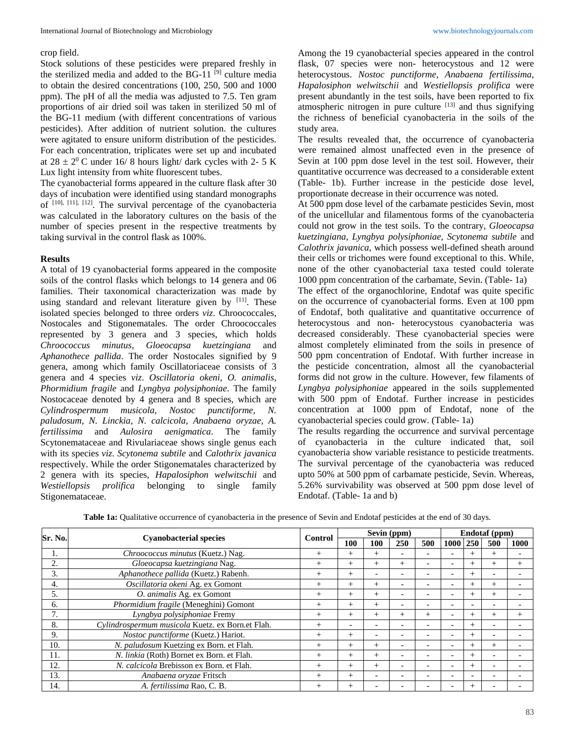crop field.

Stock solutions of these pesticides were prepared freshly in the sterilized media and added to the BG-11 [9] culture media to obtain the desired concentrations (100, 250, 500 and 1000 ppm). The pH of all the media was adjusted to 7.5. Ten gram proportions of air dried soil was taken in sterilized 50 ml of the BG-11 medium (with different concentrations of various pesticides). After addition of nutrient solution. the cultures were agitated to ensure uniform distribution of the pesticides. For each concentration, triplicates were set up and incubated at $28 \pm 2^0$ C under 16/ 8 hours light/ dark cycles with 2- 5 K Lux light intensity from white fluorescent tubes.

The cyanobacterial forms appeared in the culture flask after 30 days of incubation were identified using standard monographs of [10], [11], [12]. The survival percentage of the cyanobacteria was calculated in the laboratory cultures on the basis of the number of species present in the respective treatments by taking survival in the control flask as 100%.

**Results**

A total of 19 cyanobacterial forms appeared in the composite soils of the control flasks which belongs to 14 genera and 06 families. Their taxonomical characterization was made by using standard and relevant literature given by [11]. These isolated species belonged to three orders *viz*. Chroococcales, Nostocales and Stigonematales. The order Chroococcales represented by 3 genera and 3 species, which holds *Chroococcus minutus, Gloeocapsa kuetzingiana* and *Aphanothece pallida*. The order Nostocales signified by 9 genera, among which family Oscillatoriaceae consists of 3 genera and 4 species *viz*. *Oscillatoria okeni, O. animalis, Phormidium fragile* and *Lyngbya polysiphoniae*. The family Nostocaceae denoted by 4 genera and 8 species, which are *Cylindrospermum musicola, Nostoc punctiforme, N. paludosum, N. Linckia, N. calcicola, Anabaena oryzae, A. fertilissima* and *Aulosira aenigmatica*. The family Scytonemataceae and Rivulariaceae shows single genus each with its species *viz. Scytonema subtile* and *Calothrix javanica* respectively. While the order Stigonematales characterized by 2 genera with its species, *Hapalosiphon welwitschii* and *Westiellopsis prolifica* belonging to single family Stigonemataceae.

Among the 19 cyanobacterial species appeared in the control flask, 07 species were non- heterocystous and 12 were heterocystous. *Nostoc punctiforme, Anabaena fertilissima, Hapalosiphon welwitschii* and *Westiellopsis prolifica* were present abundantly in the test soils, have been reported to fix atmospheric nitrogen in pure culture [13] and thus signifying the richness of beneficial cyanobacteria in the soils of the study area.

The results revealed that, the occurrence of cyanobacteria were remained almost unaffected even in the presence of Sevin at 100 ppm dose level in the test soil. However, their quantitative occurrence was decreased to a considerable extent (Table- 1b). Further increase in the pesticide dose level, proportionate decrease in their occurrence was noted.

At 500 ppm dose level of the carbamate pesticides Sevin, most of the unicellular and filamentous forms of the cyanobacteria could not grow in the test soils. To the contrary, *Gloeocapsa kuetzingiana, Lyngbya polysiphoniae, Scytonema subtile* and *Calothrix javanica*, which possess well-defined sheath around their cells or trichomes were found exceptional to this. While, none of the other cyanobacterial taxa tested could tolerate 1000 ppm concentration of the carbamate, Sevin. (Table- 1a)

The effect of the organochlorine, Endotaf was quite specific on the occurrence of cyanobacterial forms. Even at 100 ppm of Endotaf, both qualitative and quantitative occurrence of heterocystous and non- heterocystous cyanobacteria was decreased considerably. These cyanobacterial species were almost completely eliminated from the soils in presence of 500 ppm concentration of Endotaf. With further increase in the pesticide concentration, almost all the cyanobacterial forms did not grow in the culture. However, few filaments of *Lyngbya polysiphoniae* appeared in the soils supplemented with 500 ppm of Endotaf. Further increase in pesticides concentration at 1000 ppm of Endotaf, none of the cyanobacterial species could grow. (Table- 1a)

The results regarding the occurrence and survival percentage of cyanobacteria in the culture indicated that, soil cyanobacteria show variable resistance to pesticide treatments. The survival percentage of the cyanobacteria was reduced upto 50% at 500 ppm of carbamate pesticide, Sevin. Whereas, 5.26% survivability was observed at 500 ppm dose level of Endotaf. (Table- 1a and b)

**Table 1a:** Qualitative occurrence of cyanobacteria in the presence of Sevin and Endotaf pesticides at the end of 30 days.

| Sr. No. | Cyanobacterial species | Control | Sevin (ppm) | | | | Endotaf (ppm) | | | |
|---|---|---|---|---|---|---|---|---|---|---|
| | | | 100 | 100 | 250 | 500 | 1000 | 250 | 500 | 1000 |
| 1. | *Chroococcus minutus* (Kuetz.) Nag. | + | + | + | - | - | - | + | + | - |
| 2. | *Gloeocapsa kuetzingiana* Nag. | + | + | + | + | - | - | + | + | + |
| 3. | *Aphanothece pallida* (Kuetz.) Rabenh. | + | + | - | - | - | - | + | - | - |
| 4. | *Oscillatoria okeni* Ag. ex Gomont | + | + | + | - | - | - | + | + | - |
| 5. | *O. animalis* Ag. ex Gomont | + | + | + | - | - | - | + | + | - |
| 6. | *Phormidium fragile* (Meneghini) Gomont | + | + | + | - | - | - | - | - | - |
| 7. | *Lyngbya polysiphoniae* Fremy | + | + | + | + | + | - | + | + | + |
| 8. | *Cylindrospermum musicola* Kuetz. ex Born.et Flah. | + | - | - | - | - | - | + | - | - |
| 9. | *Nostoc punctiforme* (Kuetz.) Hariot. | + | + | - | - | - | - | + | - | - |
| 10. | *N. paludosum* Kuetzing ex Born. et Flah. | + | + | + | - | - | - | + | + | - |
| 11. | *N. linkia* (Roth) Bornet ex Born. et Flah. | + | + | + | - | - | - | + | - | - |
| 12. | *N. calcicola* Brebisson ex Born. et Flah. | + | + | + | - | - | - | + | - | - |
| 13. | *Anabaena oryzae* Fritsch | + | + | - | - | - | - | - | - | - |
| 14. | *A. fertilissima* Rao, C. B. | + | + | - | - | - | - | + | - | - |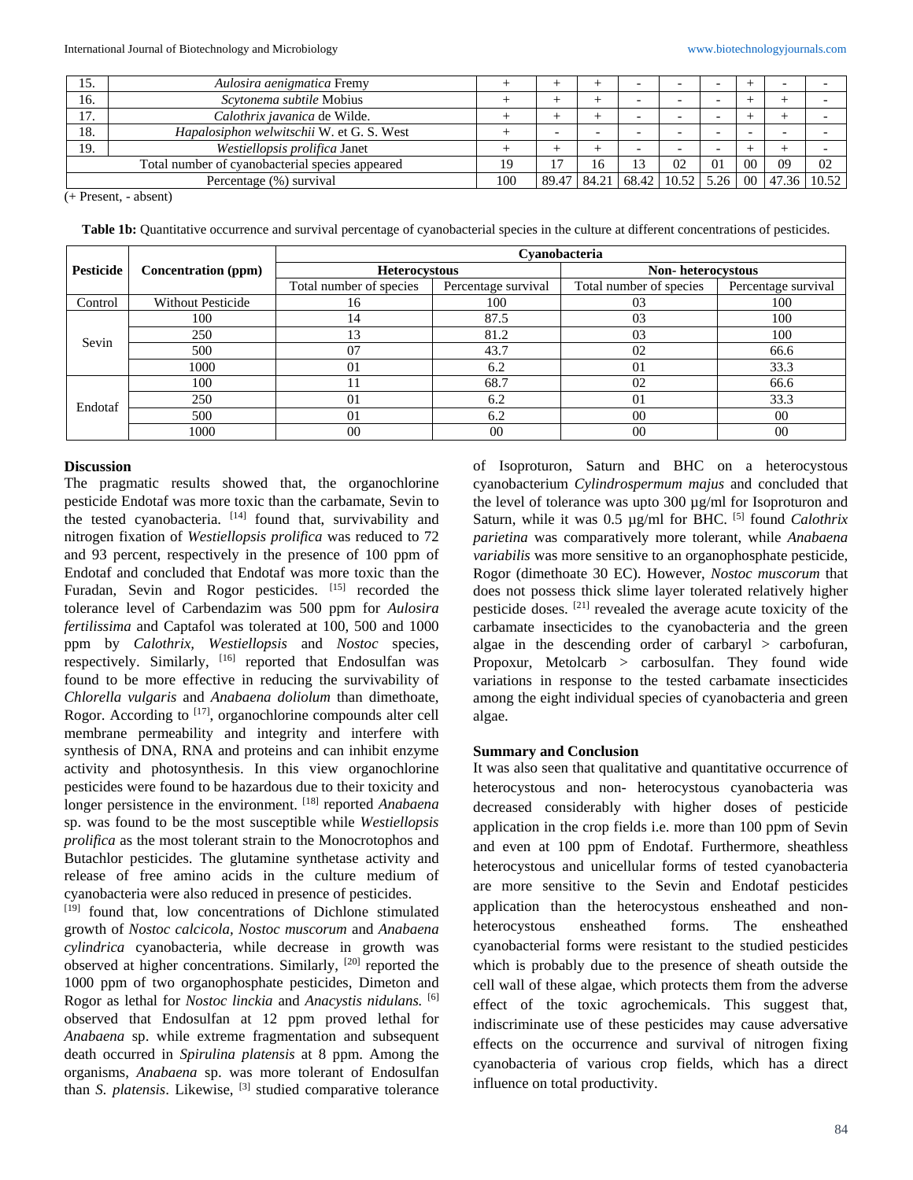| 15. | *Aulosira aenigmatica* Fremy | + | + | + | - | - | - | + | - | - |
|---|---|---|---|---|---|---|---|---|---|---|
| 16. | *Scytonema subtile* Mobius | + | + | + | - | - | - | + | + | - |
| 17. | *Calothrix javanica* de Wilde. | + | + | + | - | - | - | + | + | - |
| 18. | *Hapalosiphon welwitschii* W. et G. S. West | + | - | - | - | - | - | - | - | - |
| 19. | *Westiellopsis prolifica* Janet | + | + | + | - | - | - | + | + | - |
| Total number of cyanobacterial species appeared | | 19 | 17 | 16 | 13 | 02 | 01 | 00 | 09 | 02 |
| Percentage (%) survival | | 100 | 89.47 | 84.21 | 68.42 | 10.52 | 5.26 | 00 | 47.36 | 10.52 |

(+ Present, - absent)

**Table 1b:** Quantitative occurrence and survival percentage of cyanobacterial species in the culture at different concentrations of pesticides.

| Pesticide | Concentration (ppm) | Cyanobacteria | | | |
|---|---|---|---|---|---|
| | | Heterocystous | | Non- heterocystous | |
| | | Total number of species | Percentage survival | Total number of species | Percentage survival |
| Control | Without Pesticide | 16 | 100 | 03 | 100 |
| Sevin | 100 | 14 | 87.5 | 03 | 100 |
| | 250 | 13 | 81.2 | 03 | 100 |
| | 500 | 07 | 43.7 | 02 | 66.6 |
| | 1000 | 01 | 6.2 | 01 | 33.3 |
| Endotaf | 100 | 11 | 68.7 | 02 | 66.6 |
| | 250 | 01 | 6.2 | 01 | 33.3 |
| | 500 | 01 | 6.2 | 00 | 00 |
| | 1000 | 00 | 00 | 00 | 00 |

## Discussion

The pragmatic results showed that, the organochlorine pesticide Endotaf was more toxic than the carbamate, Sevin to the tested cyanobacteria. [14] found that, survivability and nitrogen fixation of *Westiellopsis prolifica* was reduced to 72 and 93 percent, respectively in the presence of 100 ppm of Endotaf and concluded that Endotaf was more toxic than the Furadan, Sevin and Rogor pesticides. [15] recorded the tolerance level of Carbendazim was 500 ppm for *Aulosira fertilissima* and Captafol was tolerated at 100, 500 and 1000 ppm by *Calothrix, Westiellopsis* and *Nostoc* species, respectively. Similarly, [16] reported that Endosulfan was found to be more effective in reducing the survivability of *Chlorella vulgaris* and *Anabaena doliolum* than dimethoate, Rogor. According to [17], organochlorine compounds alter cell membrane permeability and integrity and interfere with synthesis of DNA, RNA and proteins and can inhibit enzyme activity and photosynthesis. In this view organochlorine pesticides were found to be hazardous due to their toxicity and longer persistence in the environment. [18] reported *Anabaena* sp. was found to be the most susceptible while *Westiellopsis prolifica* as the most tolerant strain to the Monocrotophos and Butachlor pesticides. The glutamine synthetase activity and release of free amino acids in the culture medium of cyanobacteria were also reduced in presence of pesticides. [19] found that, low concentrations of Dichlone stimulated growth of *Nostoc calcicola, Nostoc muscorum* and *Anabaena cylindrica* cyanobacteria, while decrease in growth was observed at higher concentrations. Similarly, [20] reported the 1000 ppm of two organophosphate pesticides, Dimeton and Rogor as lethal for *Nostoc linckia* and *Anacystis nidulans.* [6] observed that Endosulfan at 12 ppm proved lethal for *Anabaena* sp. while extreme fragmentation and subsequent death occurred in *Spirulina platensis* at 8 ppm. Among the organisms, *Anabaena* sp. was more tolerant of Endosulfan than *S. platensis*. Likewise, [3] studied comparative tolerance of Isoproturon, Saturn and BHC on a heterocystous cyanobacterium *Cylindrospermum majus* and concluded that the level of tolerance was upto 300 µg/ml for Isoproturon and Saturn, while it was 0.5 µg/ml for BHC. [5] found *Calothrix parietina* was comparatively more tolerant, while *Anabaena variabilis* was more sensitive to an organophosphate pesticide, Rogor (dimethoate 30 EC). However, *Nostoc muscorum* that does not possess thick slime layer tolerated relatively higher pesticide doses. [21] revealed the average acute toxicity of the carbamate insecticides to the cyanobacteria and the green algae in the descending order of carbaryl > carbofuran, Propoxur, Metolcarb > carbosulfan. They found wide variations in response to the tested carbamate insecticides among the eight individual species of cyanobacteria and green algae.

## Summary and Conclusion

It was also seen that qualitative and quantitative occurrence of heterocystous and non- heterocystous cyanobacteria was decreased considerably with higher doses of pesticide application in the crop fields i.e. more than 100 ppm of Sevin and even at 100 ppm of Endotaf. Furthermore, sheathless heterocystous and unicellular forms of tested cyanobacteria are more sensitive to the Sevin and Endotaf pesticides application than the heterocystous ensheathed and non-heterocystous ensheathed forms. The ensheathed cyanobacterial forms were resistant to the studied pesticides which is probably due to the presence of sheath outside the cell wall of these algae, which protects them from the adverse effect of the toxic agrochemicals. This suggest that, indiscriminate use of these pesticides may cause adversative effects on the occurrence and survival of nitrogen fixing cyanobacteria of various crop fields, which has a direct influence on total productivity.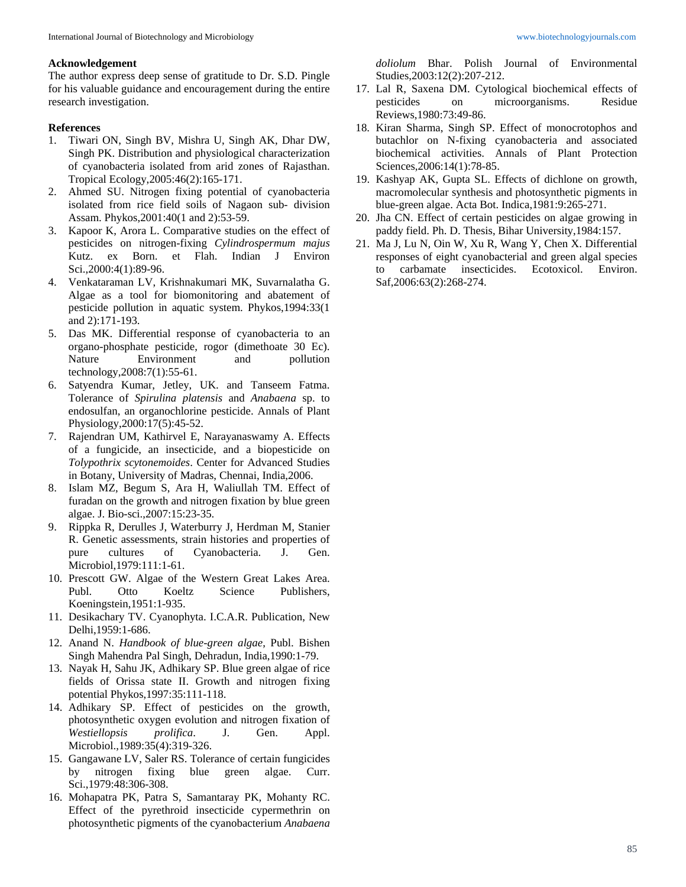### Acknowledgement

The author express deep sense of gratitude to Dr. S.D. Pingle for his valuable guidance and encouragement during the entire research investigation.

### References

1. Tiwari ON, Singh BV, Mishra U, Singh AK, Dhar DW, Singh PK. Distribution and physiological characterization of cyanobacteria isolated from arid zones of Rajasthan. Tropical Ecology,2005:46(2):165-171.
2. Ahmed SU. Nitrogen fixing potential of cyanobacteria isolated from rice field soils of Nagaon sub- division Assam. Phykos,2001:40(1 and 2):53-59.
3. Kapoor K, Arora L. Comparative studies on the effect of pesticides on nitrogen-fixing *Cylindrospermum majus* Kutz. ex Born. et Flah. Indian J Environ Sci.,2000:4(1):89-96.
4. Venkataraman LV, Krishnakumari MK, Suvarnalatha G. Algae as a tool for biomonitoring and abatement of pesticide pollution in aquatic system. Phykos,1994:33(1 and 2):171-193.
5. Das MK. Differential response of cyanobacteria to an organo-phosphate pesticide, rogor (dimethoate 30 Ec). Nature Environment and pollution technology,2008:7(1):55-61.
6. Satyendra Kumar, Jetley, UK. and Tanseem Fatma. Tolerance of *Spirulina platensis* and *Anabaena* sp. to endosulfan, an organochlorine pesticide. Annals of Plant Physiology,2000:17(5):45-52.
7. Rajendran UM, Kathirvel E, Narayanaswamy A. Effects of a fungicide, an insecticide, and a biopesticide on *Tolypothrix scytonemoides*. Center for Advanced Studies in Botany, University of Madras, Chennai, India,2006.
8. Islam MZ, Begum S, Ara H, Waliullah TM. Effect of furadan on the growth and nitrogen fixation by blue green algae. J. Bio-sci.,2007:15:23-35.
9. Rippka R, Derulles J, Waterburry J, Herdman M, Stanier R. Genetic assessments, strain histories and properties of pure cultures of Cyanobacteria. J. Gen. Microbiol,1979:111:1-61.
10. Prescott GW. Algae of the Western Great Lakes Area. Publ. Otto Koeltz Science Publishers, Koeningstein,1951:1-935.
11. Desikachary TV. Cyanophyta. I.C.A.R. Publication, New Delhi,1959:1-686.
12. Anand N. *Handbook of blue-green algae*, Publ. Bishen Singh Mahendra Pal Singh, Dehradun, India,1990:1-79.
13. Nayak H, Sahu JK, Adhikary SP. Blue green algae of rice fields of Orissa state II. Growth and nitrogen fixing potential Phykos,1997:35:111-118.
14. Adhikary SP. Effect of pesticides on the growth, photosynthetic oxygen evolution and nitrogen fixation of *Westiellopsis prolifica*. J. Gen. Appl. Microbiol.,1989:35(4):319-326.
15. Gangawane LV, Saler RS. Tolerance of certain fungicides by nitrogen fixing blue green algae. Curr. Sci.,1979:48:306-308.
16. Mohapatra PK, Patra S, Samantaray PK, Mohanty RC. Effect of the pyrethroid insecticide cypermethrin on photosynthetic pigments of the cyanobacterium *Anabaena doliolum* Bhar. Polish Journal of Environmental Studies,2003:12(2):207-212.
17. Lal R, Saxena DM. Cytological biochemical effects of pesticides on microorganisms. Residue Reviews,1980:73:49-86.
18. Kiran Sharma, Singh SP. Effect of monocrotophos and butachlor on N-fixing cyanobacteria and associated biochemical activities. Annals of Plant Protection Sciences,2006:14(1):78-85.
19. Kashyap AK, Gupta SL. Effects of dichlone on growth, macromolecular synthesis and photosynthetic pigments in blue-green algae. Acta Bot. Indica,1981:9:265-271.
20. Jha CN. Effect of certain pesticides on algae growing in paddy field. Ph. D. Thesis, Bihar University,1984:157.
21. Ma J, Lu N, Oin W, Xu R, Wang Y, Chen X. Differential responses of eight cyanobacterial and green algal species to carbamate insecticides. Ecotoxicol. Environ. Saf,2006:63(2):268-274.